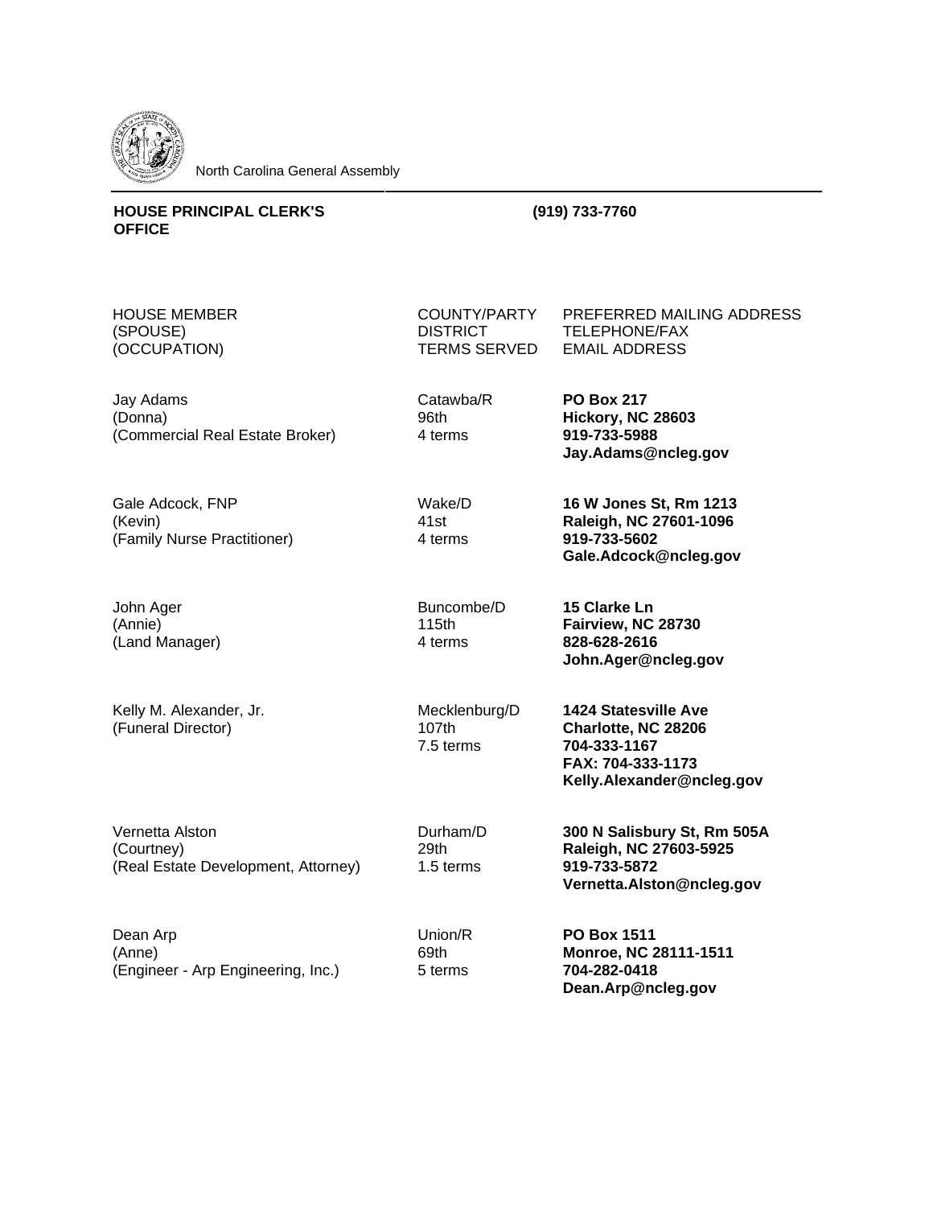North Carolina General Assembly

**HOUSE PRINCIPAL CLERK'S OFFICE** **(919) 733-7760**

| HOUSE MEMBER<br>(SPOUSE)<br>(OCCUPATION) | COUNTY/PARTY<br>DISTRICT<br>TERMS SERVED | PREFERRED MAILING ADDRESS<br>TELEPHONE/FAX<br>EMAIL ADDRESS |
|---|---|---|
| Jay Adams<br>(Donna)<br>(Commercial Real Estate Broker) | Catawba/R<br>96th<br>4 terms | **PO Box 217**<br>**Hickory, NC 28603**<br>**919-733-5988**<br>**Jay.Adams@ncleg.gov** |
| Gale Adcock, FNP<br>(Kevin)<br>(Family Nurse Practitioner) | Wake/D<br>41st<br>4 terms | **16 W Jones St, Rm 1213**<br>**Raleigh, NC 27601-1096**<br>**919-733-5602**<br>**Gale.Adcock@ncleg.gov** |
| John Ager<br>(Annie)<br>(Land Manager) | Buncombe/D<br>115th<br>4 terms | **15 Clarke Ln**<br>**Fairview, NC 28730**<br>**828-628-2616**<br>**John.Ager@ncleg.gov** |
| Kelly M. Alexander, Jr.<br>(Funeral Director) | Mecklenburg/D<br>107th<br>7.5 terms | **1424 Statesville Ave**<br>**Charlotte, NC 28206**<br>**704-333-1167**<br>**FAX: 704-333-1173**<br>**Kelly.Alexander@ncleg.gov** |
| Vernetta Alston<br>(Courtney)<br>(Real Estate Development, Attorney) | Durham/D<br>29th<br>1.5 terms | **300 N Salisbury St, Rm 505A**<br>**Raleigh, NC 27603-5925**<br>**919-733-5872**<br>**Vernetta.Alston@ncleg.gov** |
| Dean Arp<br>(Anne)<br>(Engineer - Arp Engineering, Inc.) | Union/R<br>69th<br>5 terms | **PO Box 1511**<br>**Monroe, NC 28111-1511**<br>**704-282-0418**<br>**Dean.Arp@ncleg.gov** |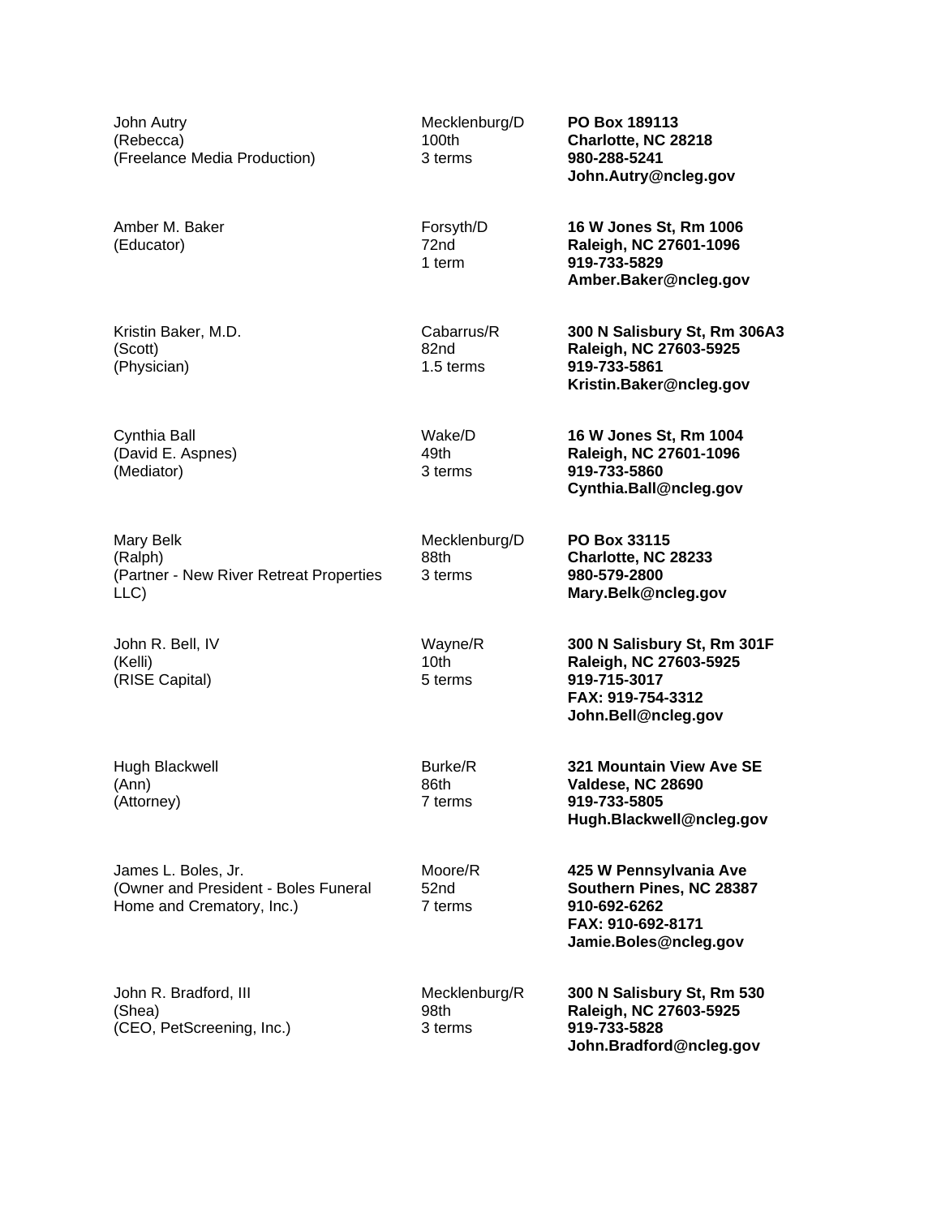| | | |
|---|---|---|
| John Autry<br>(Rebecca)<br>(Freelance Media Production) | Mecklenburg/D<br>100th<br>3 terms | **PO Box 189113**<br>**Charlotte, NC 28218**<br>**980-288-5241**<br>**John.Autry@ncleg.gov** |
| Amber M. Baker<br>(Educator) | Forsyth/D<br>72nd<br>1 term | **16 W Jones St, Rm 1006**<br>**Raleigh, NC 27601-1096**<br>**919-733-5829**<br>**Amber.Baker@ncleg.gov** |
| Kristin Baker, M.D.<br>(Scott)<br>(Physician) | Cabarrus/R<br>82nd<br>1.5 terms | **300 N Salisbury St, Rm 306A3**<br>**Raleigh, NC 27603-5925**<br>**919-733-5861**<br>**Kristin.Baker@ncleg.gov** |
| Cynthia Ball<br>(David E. Aspnes)<br>(Mediator) | Wake/D<br>49th<br>3 terms | **16 W Jones St, Rm 1004**<br>**Raleigh, NC 27601-1096**<br>**919-733-5860**<br>**Cynthia.Ball@ncleg.gov** |
| Mary Belk<br>(Ralph)<br>(Partner - New River Retreat Properties LLC) | Mecklenburg/D<br>88th<br>3 terms | **PO Box 33115**<br>**Charlotte, NC 28233**<br>**980-579-2800**<br>**Mary.Belk@ncleg.gov** |
| John R. Bell, IV<br>(Kelli)<br>(RISE Capital) | Wayne/R<br>10th<br>5 terms | **300 N Salisbury St, Rm 301F**<br>**Raleigh, NC 27603-5925**<br>**919-715-3017**<br>**FAX: 919-754-3312**<br>**John.Bell@ncleg.gov** |
| Hugh Blackwell<br>(Ann)<br>(Attorney) | Burke/R<br>86th<br>7 terms | **321 Mountain View Ave SE**<br>**Valdese, NC 28690**<br>**919-733-5805**<br>**Hugh.Blackwell@ncleg.gov** |
| James L. Boles, Jr.<br>(Owner and President - Boles Funeral Home and Crematory, Inc.) | Moore/R<br>52nd<br>7 terms | **425 W Pennsylvania Ave**<br>**Southern Pines, NC 28387**<br>**910-692-6262**<br>**FAX: 910-692-8171**<br>**Jamie.Boles@ncleg.gov** |
| John R. Bradford, III<br>(Shea)<br>(CEO, PetScreening, Inc.) | Mecklenburg/R<br>98th<br>3 terms | **300 N Salisbury St, Rm 530**<br>**Raleigh, NC 27603-5925**<br>**919-733-5828**<br>**John.Bradford@ncleg.gov** |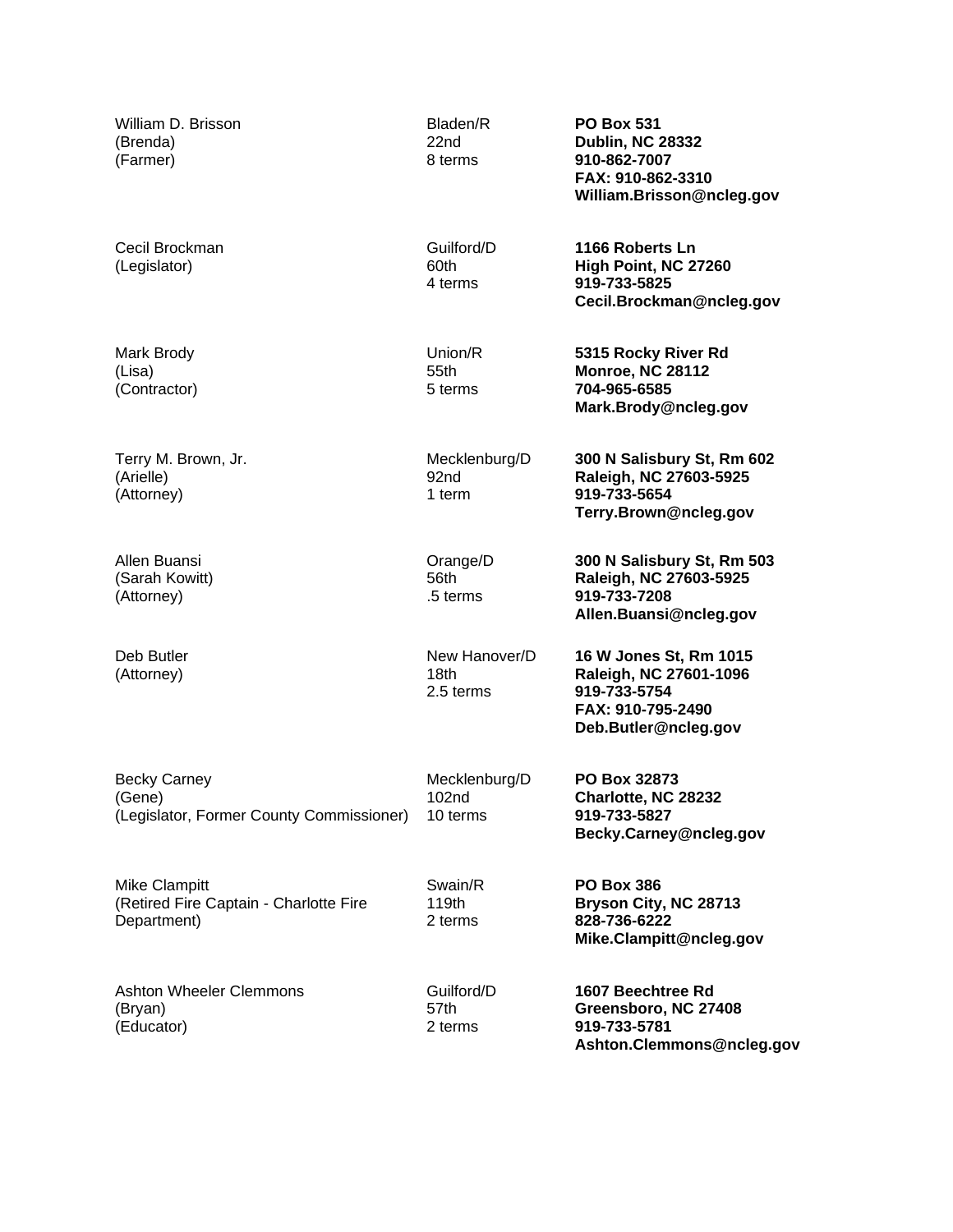William D. Brisson
(Brenda)
(Farmer)

Bladen/R
22nd
8 terms

**PO Box 531**
**Dublin, NC 28332**
**910-862-7007**
**FAX: 910-862-3310**
**William.Brisson@ncleg.gov**

Cecil Brockman
(Legislator)

Guilford/D
60th
4 terms

**1166 Roberts Ln**
**High Point, NC 27260**
**919-733-5825**
**Cecil.Brockman@ncleg.gov**

Mark Brody
(Lisa)
(Contractor)

Union/R
55th
5 terms

**5315 Rocky River Rd**
**Monroe, NC 28112**
**704-965-6585**
**Mark.Brody@ncleg.gov**

Terry M. Brown, Jr.
(Arielle)
(Attorney)

Mecklenburg/D
92nd
1 term

**300 N Salisbury St, Rm 602**
**Raleigh, NC 27603-5925**
**919-733-5654**
**Terry.Brown@ncleg.gov**

Allen Buansi
(Sarah Kowitt)
(Attorney)

Orange/D
56th
.5 terms

**300 N Salisbury St, Rm 503**
**Raleigh, NC 27603-5925**
**919-733-7208**
**Allen.Buansi@ncleg.gov**

Deb Butler
(Attorney)

New Hanover/D
18th
2.5 terms

**16 W Jones St, Rm 1015**
**Raleigh, NC 27601-1096**
**919-733-5754**
**FAX: 910-795-2490**
**Deb.Butler@ncleg.gov**

Becky Carney
(Gene)
(Legislator, Former County Commissioner)

Mecklenburg/D
102nd
10 terms

**PO Box 32873**
**Charlotte, NC 28232**
**919-733-5827**
**Becky.Carney@ncleg.gov**

Mike Clampitt
(Retired Fire Captain - Charlotte Fire Department)

Swain/R
119th
2 terms

**PO Box 386**
**Bryson City, NC 28713**
**828-736-6222**
**Mike.Clampitt@ncleg.gov**

Ashton Wheeler Clemmons
(Bryan)
(Educator)

Guilford/D
57th
2 terms

**1607 Beechtree Rd**
**Greensboro, NC 27408**
**919-733-5781**
**Ashton.Clemmons@ncleg.gov**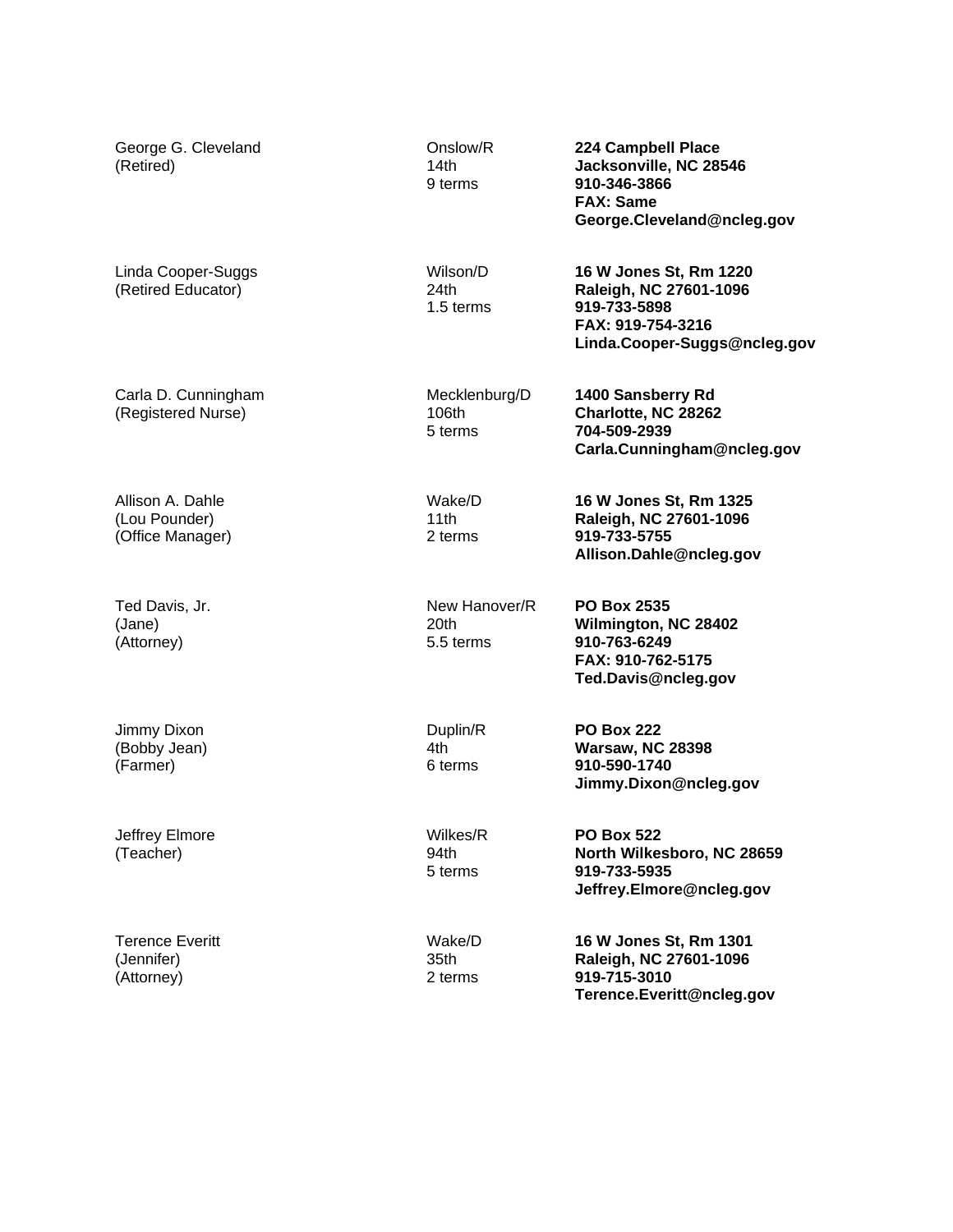| | | |
|---|---|---|
| George G. Cleveland<br>(Retired) | Onslow/R<br>14th<br>9 terms | **224 Campbell Place**<br>**Jacksonville, NC 28546**<br>**910-346-3866**<br>**FAX: Same**<br>**George.Cleveland@ncleg.gov** |
| Linda Cooper-Suggs<br>(Retired Educator) | Wilson/D<br>24th<br>1.5 terms | **16 W Jones St, Rm 1220**<br>**Raleigh, NC 27601-1096**<br>**919-733-5898**<br>**FAX: 919-754-3216**<br>**Linda.Cooper-Suggs@ncleg.gov** |
| Carla D. Cunningham<br>(Registered Nurse) | Mecklenburg/D<br>106th<br>5 terms | **1400 Sansberry Rd**<br>**Charlotte, NC 28262**<br>**704-509-2939**<br>**Carla.Cunningham@ncleg.gov** |
| Allison A. Dahle<br>(Lou Pounder)<br>(Office Manager) | Wake/D<br>11th<br>2 terms | **16 W Jones St, Rm 1325**<br>**Raleigh, NC 27601-1096**<br>**919-733-5755**<br>**Allison.Dahle@ncleg.gov** |
| Ted Davis, Jr.<br>(Jane)<br>(Attorney) | New Hanover/R<br>20th<br>5.5 terms | **PO Box 2535**<br>**Wilmington, NC 28402**<br>**910-763-6249**<br>**FAX: 910-762-5175**<br>**Ted.Davis@ncleg.gov** |
| Jimmy Dixon<br>(Bobby Jean)<br>(Farmer) | Duplin/R<br>4th<br>6 terms | **PO Box 222**<br>**Warsaw, NC 28398**<br>**910-590-1740**<br>**Jimmy.Dixon@ncleg.gov** |
| Jeffrey Elmore<br>(Teacher) | Wilkes/R<br>94th<br>5 terms | **PO Box 522**<br>**North Wilkesboro, NC 28659**<br>**919-733-5935**<br>**Jeffrey.Elmore@ncleg.gov** |
| Terence Everitt<br>(Jennifer)<br>(Attorney) | Wake/D<br>35th<br>2 terms | **16 W Jones St, Rm 1301**<br>**Raleigh, NC 27601-1096**<br>**919-715-3010**<br>**Terence.Everitt@ncleg.gov** |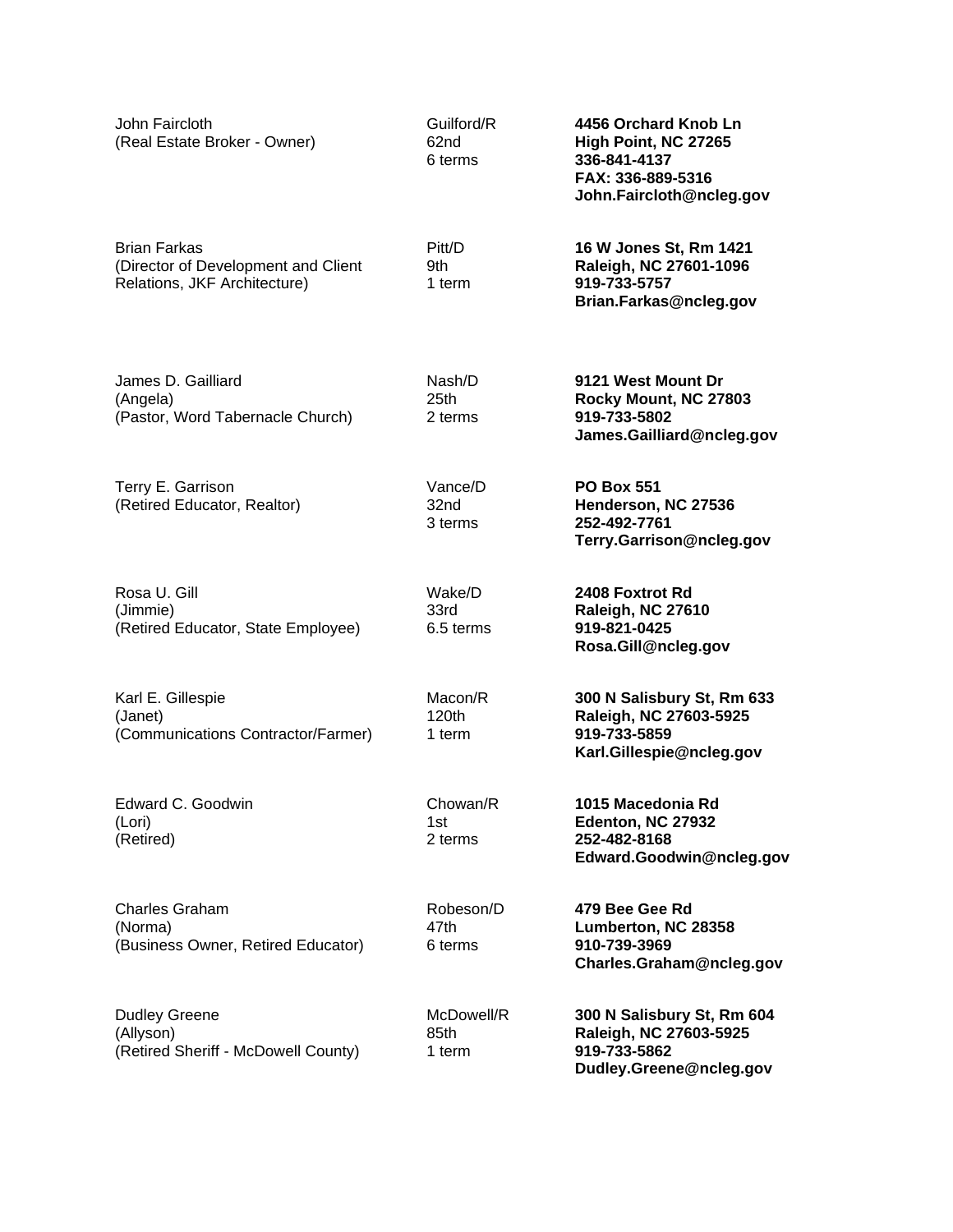| | | |
|---|---|---|
| John Faircloth<br>(Real Estate Broker - Owner) | Guilford/R<br>62nd<br>6 terms | **4456 Orchard Knob Ln**<br>**High Point, NC 27265**<br>**336-841-4137**<br>**FAX: 336-889-5316**<br>**John.Faircloth@ncleg.gov** |
| Brian Farkas<br>(Director of Development and Client Relations, JKF Architecture) | Pitt/D<br>9th<br>1 term | **16 W Jones St, Rm 1421**<br>**Raleigh, NC 27601-1096**<br>**919-733-5757**<br>**Brian.Farkas@ncleg.gov** |
| James D. Gailliard<br>(Angela)<br>(Pastor, Word Tabernacle Church) | Nash/D<br>25th<br>2 terms | **9121 West Mount Dr**<br>**Rocky Mount, NC 27803**<br>**919-733-5802**<br>**James.Gailliard@ncleg.gov** |
| Terry E. Garrison<br>(Retired Educator, Realtor) | Vance/D<br>32nd<br>3 terms | **PO Box 551**<br>**Henderson, NC 27536**<br>**252-492-7761**<br>**Terry.Garrison@ncleg.gov** |
| Rosa U. Gill<br>(Jimmie)<br>(Retired Educator, State Employee) | Wake/D<br>33rd<br>6.5 terms | **2408 Foxtrot Rd**<br>**Raleigh, NC 27610**<br>**919-821-0425**<br>**Rosa.Gill@ncleg.gov** |
| Karl E. Gillespie<br>(Janet)<br>(Communications Contractor/Farmer) | Macon/R<br>120th<br>1 term | **300 N Salisbury St, Rm 633**<br>**Raleigh, NC 27603-5925**<br>**919-733-5859**<br>**Karl.Gillespie@ncleg.gov** |
| Edward C. Goodwin<br>(Lori)<br>(Retired) | Chowan/R<br>1st<br>2 terms | **1015 Macedonia Rd**<br>**Edenton, NC 27932**<br>**252-482-8168**<br>**Edward.Goodwin@ncleg.gov** |
| Charles Graham<br>(Norma)<br>(Business Owner, Retired Educator) | Robeson/D<br>47th<br>6 terms | **479 Bee Gee Rd**<br>**Lumberton, NC 28358**<br>**910-739-3969**<br>**Charles.Graham@ncleg.gov** |
| Dudley Greene<br>(Allyson)<br>(Retired Sheriff - McDowell County) | McDowell/R<br>85th<br>1 term | **300 N Salisbury St, Rm 604**<br>**Raleigh, NC 27603-5925**<br>**919-733-5862**<br>**Dudley.Greene@ncleg.gov** |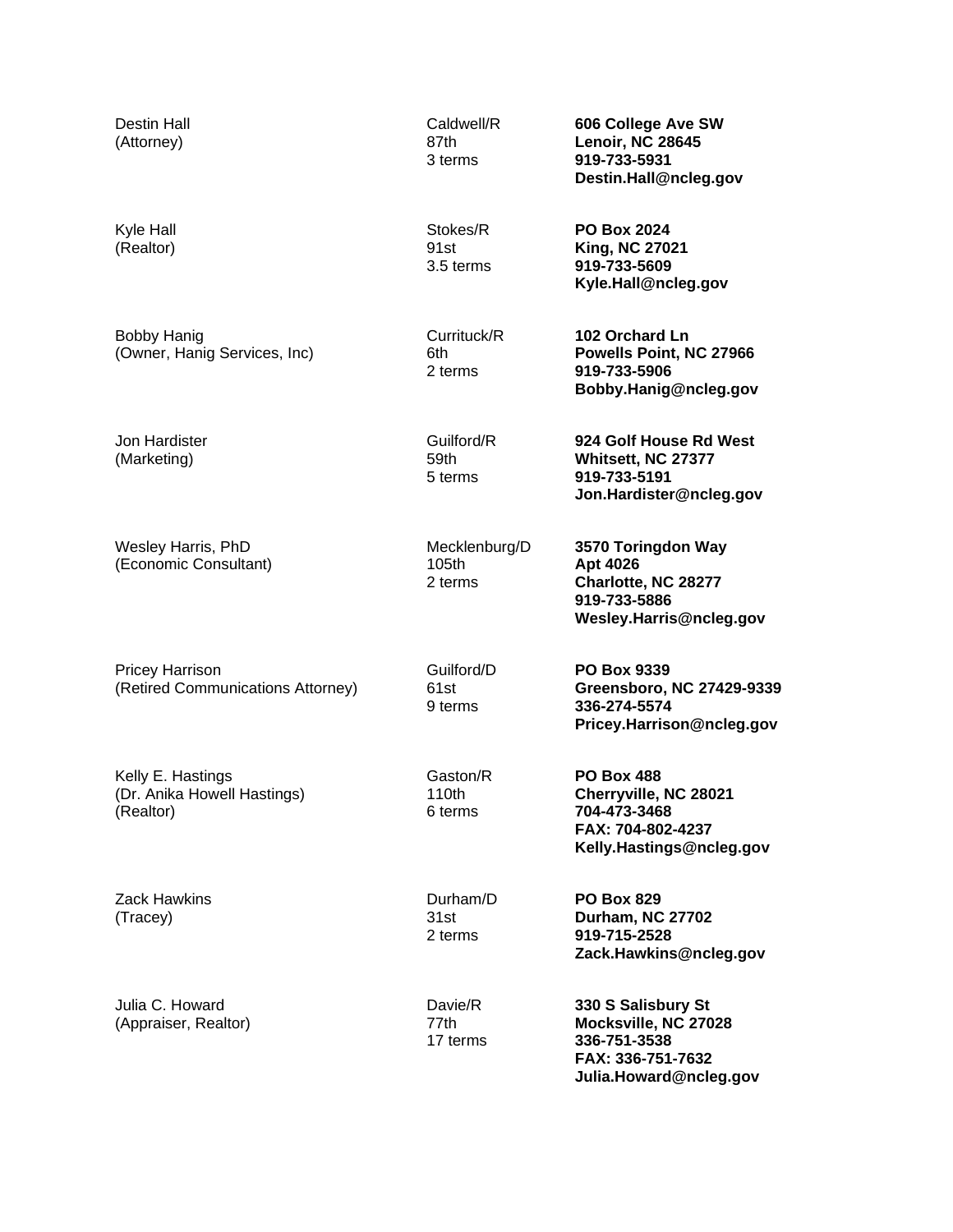| | | |
|---|---|---|
| Destin Hall<br>(Attorney) | Caldwell/R<br>87th<br>3 terms | **606 College Ave SW**<br>**Lenoir, NC 28645**<br>**919-733-5931**<br>**Destin.Hall@ncleg.gov** |
| Kyle Hall<br>(Realtor) | Stokes/R<br>91st<br>3.5 terms | **PO Box 2024**<br>**King, NC 27021**<br>**919-733-5609**<br>**Kyle.Hall@ncleg.gov** |
| Bobby Hanig<br>(Owner, Hanig Services, Inc) | Currituck/R<br>6th<br>2 terms | **102 Orchard Ln**<br>**Powells Point, NC 27966**<br>**919-733-5906**<br>**Bobby.Hanig@ncleg.gov** |
| Jon Hardister<br>(Marketing) | Guilford/R<br>59th<br>5 terms | **924 Golf House Rd West**<br>**Whitsett, NC 27377**<br>**919-733-5191**<br>**Jon.Hardister@ncleg.gov** |
| Wesley Harris, PhD<br>(Economic Consultant) | Mecklenburg/D<br>105th<br>2 terms | **3570 Toringdon Way**<br>**Apt 4026**<br>**Charlotte, NC 28277**<br>**919-733-5886**<br>**Wesley.Harris@ncleg.gov** |
| Pricey Harrison<br>(Retired Communications Attorney) | Guilford/D<br>61st<br>9 terms | **PO Box 9339**<br>**Greensboro, NC 27429-9339**<br>**336-274-5574**<br>**Pricey.Harrison@ncleg.gov** |
| Kelly E. Hastings<br>(Dr. Anika Howell Hastings)<br>(Realtor) | Gaston/R<br>110th<br>6 terms | **PO Box 488**<br>**Cherryville, NC 28021**<br>**704-473-3468**<br>**FAX: 704-802-4237**<br>**Kelly.Hastings@ncleg.gov** |
| Zack Hawkins<br>(Tracey) | Durham/D<br>31st<br>2 terms | **PO Box 829**<br>**Durham, NC 27702**<br>**919-715-2528**<br>**Zack.Hawkins@ncleg.gov** |
| Julia C. Howard<br>(Appraiser, Realtor) | Davie/R<br>77th<br>17 terms | **330 S Salisbury St**<br>**Mocksville, NC 27028**<br>**336-751-3538**<br>**FAX: 336-751-7632**<br>**Julia.Howard@ncleg.gov** |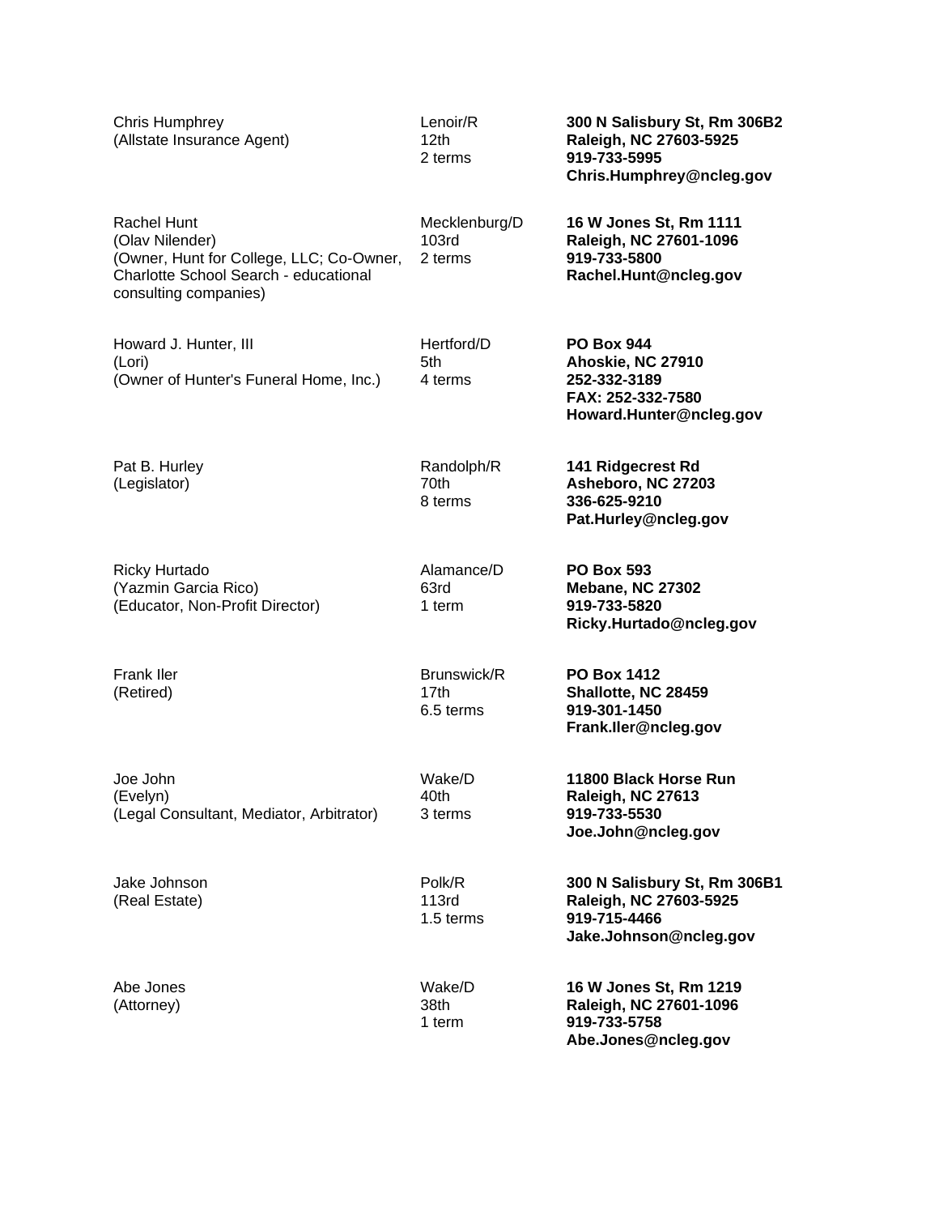| | | |
|---|---|---|
| Chris Humphrey<br>(Allstate Insurance Agent) | Lenoir/R<br>12th<br>2 terms | **300 N Salisbury St, Rm 306B2**<br>**Raleigh, NC 27603-5925**<br>**919-733-5995**<br>**Chris.Humphrey@ncleg.gov** |
| Rachel Hunt<br>(Olav Nilender)<br>(Owner, Hunt for College, LLC; Co-Owner, Charlotte School Search - educational consulting companies) | Mecklenburg/D<br>103rd<br>2 terms | **16 W Jones St, Rm 1111**<br>**Raleigh, NC 27601-1096**<br>**919-733-5800**<br>**Rachel.Hunt@ncleg.gov** |
| Howard J. Hunter, III<br>(Lori)<br>(Owner of Hunter's Funeral Home, Inc.) | Hertford/D<br>5th<br>4 terms | **PO Box 944**<br>**Ahoskie, NC 27910**<br>**252-332-3189**<br>**FAX: 252-332-7580**<br>**Howard.Hunter@ncleg.gov** |
| Pat B. Hurley<br>(Legislator) | Randolph/R<br>70th<br>8 terms | **141 Ridgecrest Rd**<br>**Asheboro, NC 27203**<br>**336-625-9210**<br>**Pat.Hurley@ncleg.gov** |
| Ricky Hurtado<br>(Yazmin Garcia Rico)<br>(Educator, Non-Profit Director) | Alamance/D<br>63rd<br>1 term | **PO Box 593**<br>**Mebane, NC 27302**<br>**919-733-5820**<br>**Ricky.Hurtado@ncleg.gov** |
| Frank Iler<br>(Retired) | Brunswick/R<br>17th<br>6.5 terms | **PO Box 1412**<br>**Shallotte, NC 28459**<br>**919-301-1450**<br>**Frank.Iler@ncleg.gov** |
| Joe John<br>(Evelyn)<br>(Legal Consultant, Mediator, Arbitrator) | Wake/D<br>40th<br>3 terms | **11800 Black Horse Run**<br>**Raleigh, NC 27613**<br>**919-733-5530**<br>**Joe.John@ncleg.gov** |
| Jake Johnson<br>(Real Estate) | Polk/R<br>113rd<br>1.5 terms | **300 N Salisbury St, Rm 306B1**<br>**Raleigh, NC 27603-5925**<br>**919-715-4466**<br>**Jake.Johnson@ncleg.gov** |
| Abe Jones<br>(Attorney) | Wake/D<br>38th<br>1 term | **16 W Jones St, Rm 1219**<br>**Raleigh, NC 27601-1096**<br>**919-733-5758**<br>**Abe.Jones@ncleg.gov** |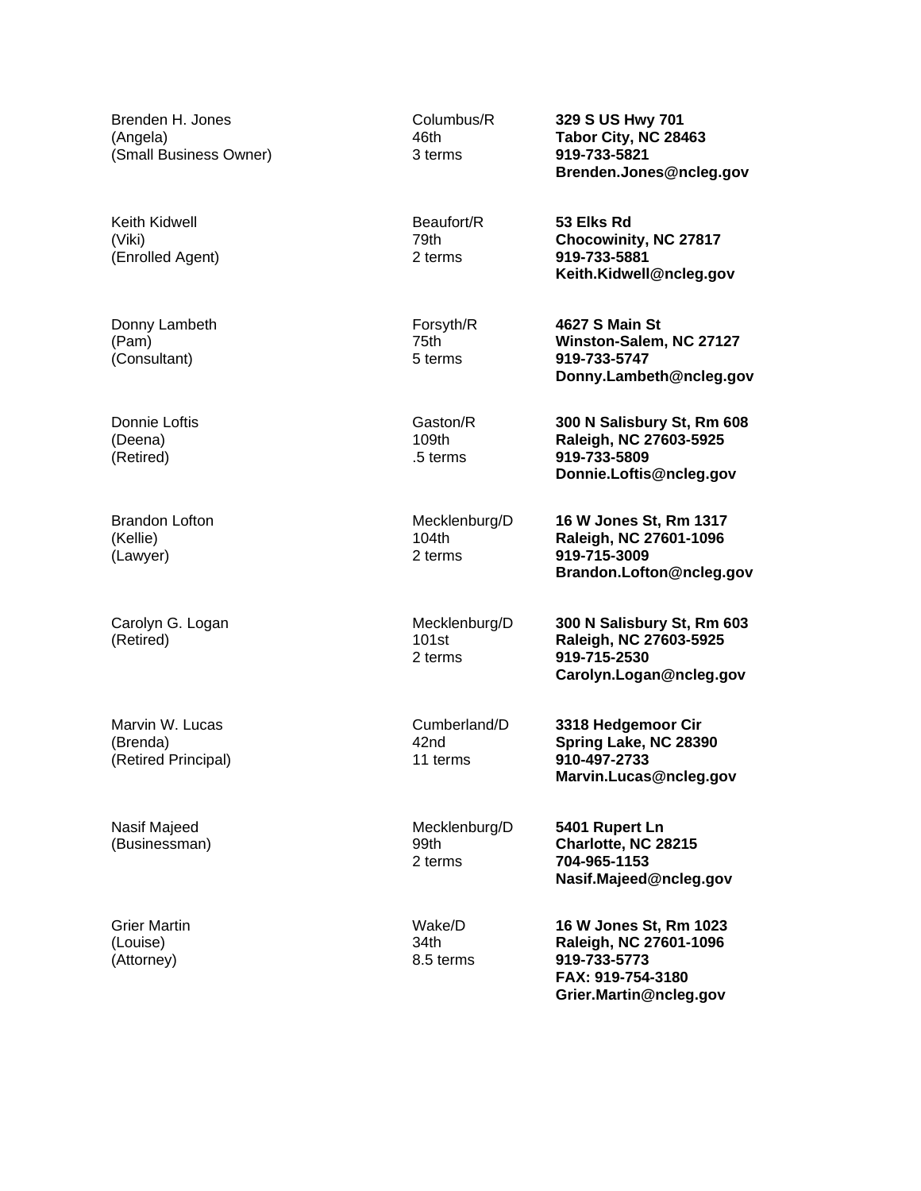Brenden H. Jones
(Angela)
(Small Business Owner)

Columbus/R
46th
3 terms

**329 S US Hwy 701**
**Tabor City, NC 28463**
**919-733-5821**
**Brenden.Jones@ncleg.gov**

Keith Kidwell
(Viki)
(Enrolled Agent)

Beaufort/R
79th
2 terms

**53 Elks Rd**
**Chocowinity, NC 27817**
**919-733-5881**
**Keith.Kidwell@ncleg.gov**

Donny Lambeth
(Pam)
(Consultant)

Forsyth/R
75th
5 terms

**4627 S Main St**
**Winston-Salem, NC 27127**
**919-733-5747**
**Donny.Lambeth@ncleg.gov**

Donnie Loftis
(Deena)
(Retired)

Gaston/R
109th
.5 terms

**300 N Salisbury St, Rm 608**
**Raleigh, NC 27603-5925**
**919-733-5809**
**Donnie.Loftis@ncleg.gov**

Brandon Lofton
(Kellie)
(Lawyer)

Mecklenburg/D
104th
2 terms

**16 W Jones St, Rm 1317**
**Raleigh, NC 27601-1096**
**919-715-3009**
**Brandon.Lofton@ncleg.gov**

Carolyn G. Logan
(Retired)

Mecklenburg/D
101st
2 terms

**300 N Salisbury St, Rm 603**
**Raleigh, NC 27603-5925**
**919-715-2530**
**Carolyn.Logan@ncleg.gov**

Marvin W. Lucas
(Brenda)
(Retired Principal)

Cumberland/D
42nd
11 terms

**3318 Hedgemoor Cir**
**Spring Lake, NC 28390**
**910-497-2733**
**Marvin.Lucas@ncleg.gov**

Nasif Majeed
(Businessman)

Mecklenburg/D
99th
2 terms

**5401 Rupert Ln**
**Charlotte, NC 28215**
**704-965-1153**
**Nasif.Majeed@ncleg.gov**

Grier Martin
(Louise)
(Attorney)

Wake/D
34th
8.5 terms

**16 W Jones St, Rm 1023**
**Raleigh, NC 27601-1096**
**919-733-5773**
**FAX: 919-754-3180**
**Grier.Martin@ncleg.gov**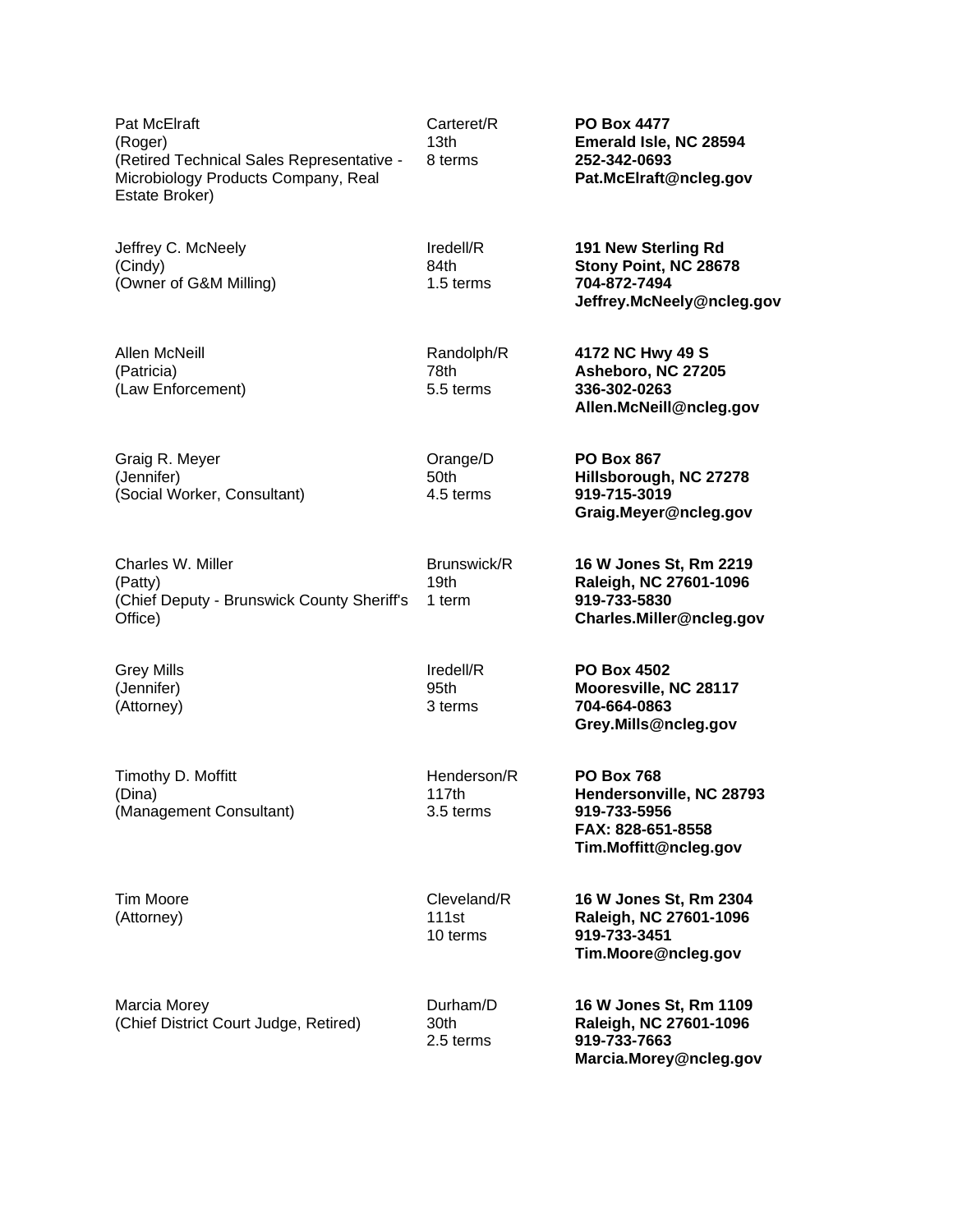Pat McElraft
(Roger)
(Retired Technical Sales Representative - Microbiology Products Company, Real Estate Broker)

Carteret/R
13th
8 terms

**PO Box 4477**
**Emerald Isle, NC 28594**
**252-342-0693**
**Pat.McElraft@ncleg.gov**

Jeffrey C. McNeely
(Cindy)
(Owner of G&M Milling)

Iredell/R
84th
1.5 terms

**191 New Sterling Rd**
**Stony Point, NC 28678**
**704-872-7494**
**Jeffrey.McNeely@ncleg.gov**

Allen McNeill
(Patricia)
(Law Enforcement)

Randolph/R
78th
5.5 terms

**4172 NC Hwy 49 S**
**Asheboro, NC 27205**
**336-302-0263**
**Allen.McNeill@ncleg.gov**

Graig R. Meyer
(Jennifer)
(Social Worker, Consultant)

Orange/D
50th
4.5 terms

**PO Box 867**
**Hillsborough, NC 27278**
**919-715-3019**
**Graig.Meyer@ncleg.gov**

Charles W. Miller
(Patty)
(Chief Deputy - Brunswick County Sheriff's Office)

Brunswick/R
19th
1 term

**16 W Jones St, Rm 2219**
**Raleigh, NC 27601-1096**
**919-733-5830**
**Charles.Miller@ncleg.gov**

Grey Mills
(Jennifer)
(Attorney)

Iredell/R
95th
3 terms

**PO Box 4502**
**Mooresville, NC 28117**
**704-664-0863**
**Grey.Mills@ncleg.gov**

Timothy D. Moffitt
(Dina)
(Management Consultant)

Henderson/R
117th
3.5 terms

**PO Box 768**
**Hendersonville, NC 28793**
**919-733-5956**
**FAX: 828-651-8558**
**Tim.Moffitt@ncleg.gov**

Tim Moore
(Attorney)

Cleveland/R
111st
10 terms

**16 W Jones St, Rm 2304**
**Raleigh, NC 27601-1096**
**919-733-3451**
**Tim.Moore@ncleg.gov**

Marcia Morey
(Chief District Court Judge, Retired)

Durham/D
30th
2.5 terms

**16 W Jones St, Rm 1109**
**Raleigh, NC 27601-1096**
**919-733-7663**
**Marcia.Morey@ncleg.gov**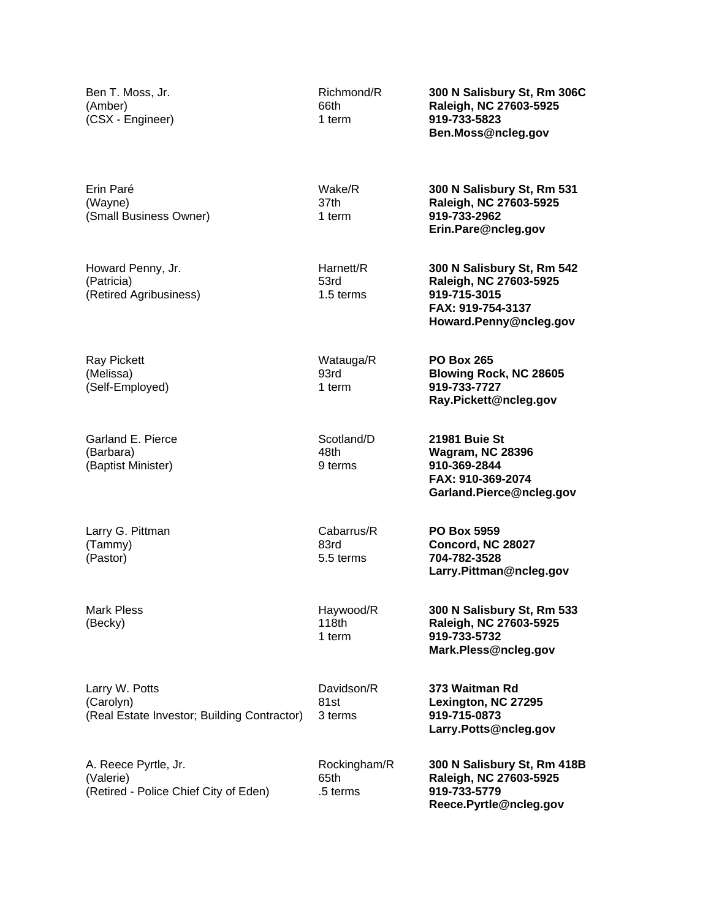Ben T. Moss, Jr.
(Amber)
(CSX - Engineer)

Richmond/R
66th
1 term

**300 N Salisbury St, Rm 306C**
**Raleigh, NC 27603-5925**
**919-733-5823**
**Ben.Moss@ncleg.gov**

Erin Paré
(Wayne)
(Small Business Owner)

Wake/R
37th
1 term

**300 N Salisbury St, Rm 531**
**Raleigh, NC 27603-5925**
**919-733-2962**
**Erin.Pare@ncleg.gov**

Howard Penny, Jr.
(Patricia)
(Retired Agribusiness)

Harnett/R
53rd
1.5 terms

**300 N Salisbury St, Rm 542**
**Raleigh, NC 27603-5925**
**919-715-3015**
**FAX: 919-754-3137**
**Howard.Penny@ncleg.gov**

Ray Pickett
(Melissa)
(Self-Employed)

Watauga/R
93rd
1 term

**PO Box 265**
**Blowing Rock, NC 28605**
**919-733-7727**
**Ray.Pickett@ncleg.gov**

Garland E. Pierce
(Barbara)
(Baptist Minister)

Scotland/D
48th
9 terms

**21981 Buie St**
**Wagram, NC 28396**
**910-369-2844**
**FAX: 910-369-2074**
**Garland.Pierce@ncleg.gov**

Larry G. Pittman
(Tammy)
(Pastor)

Cabarrus/R
83rd
5.5 terms

**PO Box 5959**
**Concord, NC 28027**
**704-782-3528**
**Larry.Pittman@ncleg.gov**

Mark Pless
(Becky)

Haywood/R
118th
1 term

**300 N Salisbury St, Rm 533**
**Raleigh, NC 27603-5925**
**919-733-5732**
**Mark.Pless@ncleg.gov**

Larry W. Potts
(Carolyn)
(Real Estate Investor; Building Contractor)

Davidson/R
81st
3 terms

**373 Waitman Rd**
**Lexington, NC 27295**
**919-715-0873**
**Larry.Potts@ncleg.gov**

A. Reece Pyrtle, Jr.
(Valerie)
(Retired - Police Chief City of Eden)

Rockingham/R
65th
.5 terms

**300 N Salisbury St, Rm 418B**
**Raleigh, NC 27603-5925**
**919-733-5779**
**Reece.Pyrtle@ncleg.gov**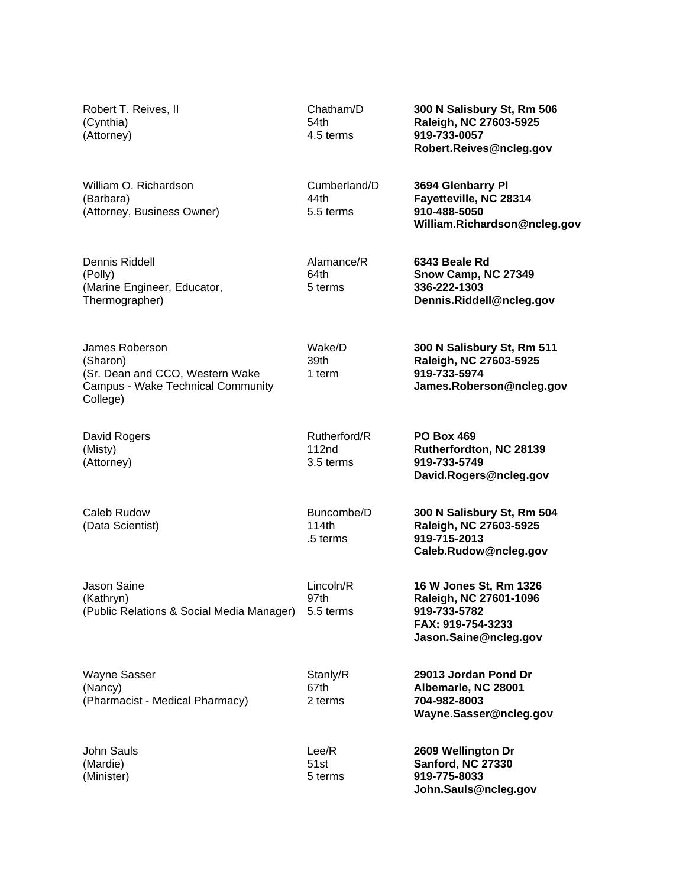| | | |
|---|---|---|
| Robert T. Reives, II<br>(Cynthia)<br>(Attorney) | Chatham/D<br>54th<br>4.5 terms | **300 N Salisbury St, Rm 506**<br>**Raleigh, NC 27603-5925**<br>**919-733-0057**<br>**Robert.Reives@ncleg.gov** |
| William O. Richardson<br>(Barbara)<br>(Attorney, Business Owner) | Cumberland/D<br>44th<br>5.5 terms | **3694 Glenbarry Pl**<br>**Fayetteville, NC 28314**<br>**910-488-5050**<br>**William.Richardson@ncleg.gov** |
| Dennis Riddell<br>(Polly)<br>(Marine Engineer, Educator, Thermographer) | Alamance/R<br>64th<br>5 terms | **6343 Beale Rd**<br>**Snow Camp, NC 27349**<br>**336-222-1303**<br>**Dennis.Riddell@ncleg.gov** |
| James Roberson<br>(Sharon)<br>(Sr. Dean and CCO, Western Wake Campus - Wake Technical Community College) | Wake/D<br>39th<br>1 term | **300 N Salisbury St, Rm 511**<br>**Raleigh, NC 27603-5925**<br>**919-733-5974**<br>**James.Roberson@ncleg.gov** |
| David Rogers<br>(Misty)<br>(Attorney) | Rutherford/R<br>112nd<br>3.5 terms | **PO Box 469**<br>**Rutherfordton, NC 28139**<br>**919-733-5749**<br>**David.Rogers@ncleg.gov** |
| Caleb Rudow<br>(Data Scientist) | Buncombe/D<br>114th<br>.5 terms | **300 N Salisbury St, Rm 504**<br>**Raleigh, NC 27603-5925**<br>**919-715-2013**<br>**Caleb.Rudow@ncleg.gov** |
| Jason Saine<br>(Kathryn)<br>(Public Relations & Social Media Manager) | Lincoln/R<br>97th<br>5.5 terms | **16 W Jones St, Rm 1326**<br>**Raleigh, NC 27601-1096**<br>**919-733-5782**<br>**FAX: 919-754-3233**<br>**Jason.Saine@ncleg.gov** |
| Wayne Sasser<br>(Nancy)<br>(Pharmacist - Medical Pharmacy) | Stanly/R<br>67th<br>2 terms | **29013 Jordan Pond Dr**<br>**Albemarle, NC 28001**<br>**704-982-8003**<br>**Wayne.Sasser@ncleg.gov** |
| John Sauls<br>(Mardie)<br>(Minister) | Lee/R<br>51st<br>5 terms | **2609 Wellington Dr**<br>**Sanford, NC 27330**<br>**919-775-8033**<br>**John.Sauls@ncleg.gov** |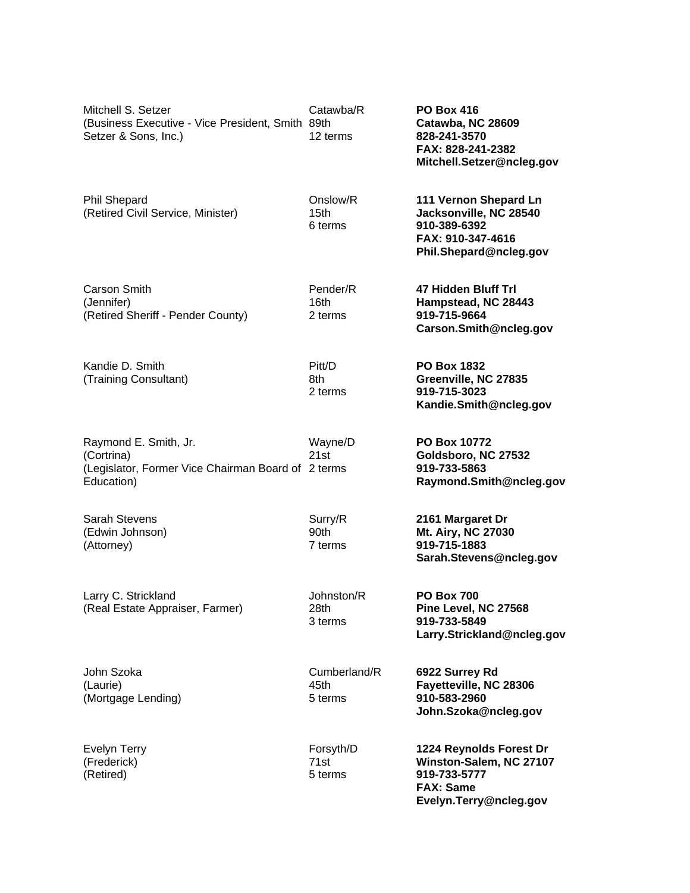| | | |
|---|---|---|
| Mitchell S. Setzer<br>(Business Executive - Vice President, Smith Setzer & Sons, Inc.) | Catawba/R<br>89th<br>12 terms | **PO Box 416**<br>**Catawba, NC 28609**<br>**828-241-3570**<br>**FAX: 828-241-2382**<br>**Mitchell.Setzer@ncleg.gov** |
| Phil Shepard<br>(Retired Civil Service, Minister) | Onslow/R<br>15th<br>6 terms | **111 Vernon Shepard Ln**<br>**Jacksonville, NC 28540**<br>**910-389-6392**<br>**FAX: 910-347-4616**<br>**Phil.Shepard@ncleg.gov** |
| Carson Smith<br>(Jennifer)<br>(Retired Sheriff - Pender County) | Pender/R<br>16th<br>2 terms | **47 Hidden Bluff Trl**<br>**Hampstead, NC 28443**<br>**919-715-9664**<br>**Carson.Smith@ncleg.gov** |
| Kandie D. Smith<br>(Training Consultant) | Pitt/D<br>8th<br>2 terms | **PO Box 1832**<br>**Greenville, NC 27835**<br>**919-715-3023**<br>**Kandie.Smith@ncleg.gov** |
| Raymond E. Smith, Jr.<br>(Cortrina)<br>(Legislator, Former Vice Chairman Board of Education) | Wayne/D<br>21st<br>2 terms | **PO Box 10772**<br>**Goldsboro, NC 27532**<br>**919-733-5863**<br>**Raymond.Smith@ncleg.gov** |
| Sarah Stevens<br>(Edwin Johnson)<br>(Attorney) | Surry/R<br>90th<br>7 terms | **2161 Margaret Dr**<br>**Mt. Airy, NC 27030**<br>**919-715-1883**<br>**Sarah.Stevens@ncleg.gov** |
| Larry C. Strickland<br>(Real Estate Appraiser, Farmer) | Johnston/R<br>28th<br>3 terms | **PO Box 700**<br>**Pine Level, NC 27568**<br>**919-733-5849**<br>**Larry.Strickland@ncleg.gov** |
| John Szoka<br>(Laurie)<br>(Mortgage Lending) | Cumberland/R<br>45th<br>5 terms | **6922 Surrey Rd**<br>**Fayetteville, NC 28306**<br>**910-583-2960**<br>**John.Szoka@ncleg.gov** |
| Evelyn Terry<br>(Frederick)<br>(Retired) | Forsyth/D<br>71st<br>5 terms | **1224 Reynolds Forest Dr**<br>**Winston-Salem, NC 27107**<br>**919-733-5777**<br>**FAX: Same**<br>**Evelyn.Terry@ncleg.gov** |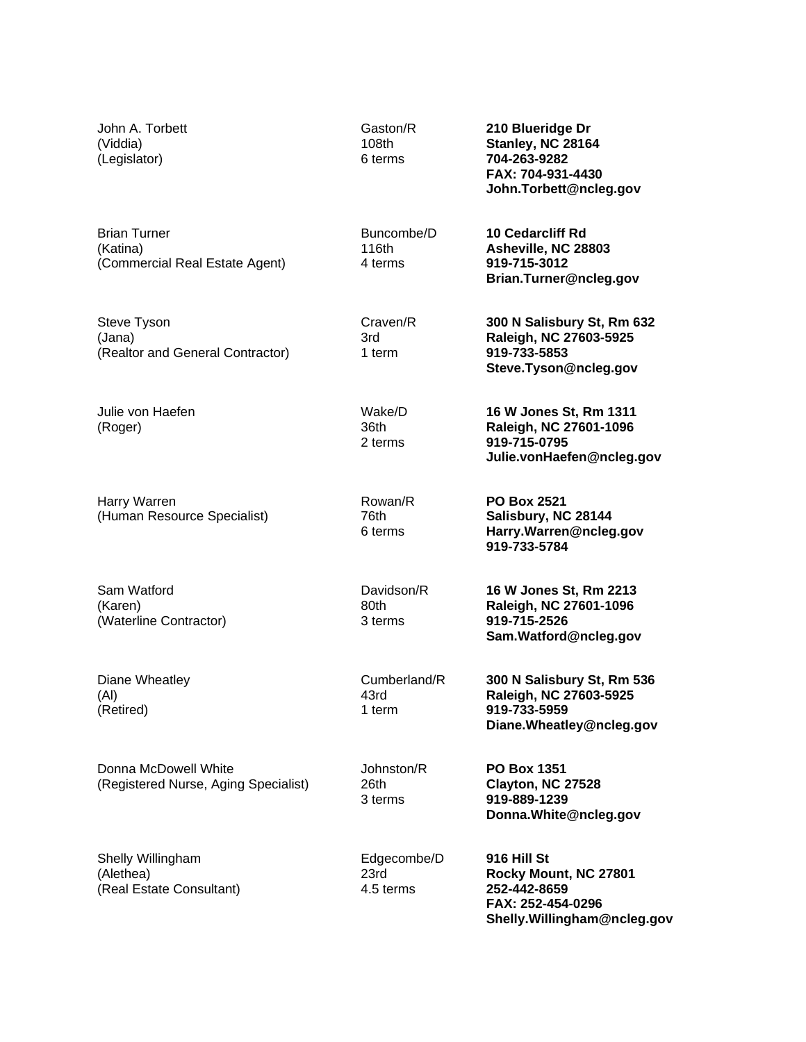John A. Torbett
(Viddia)
(Legislator)

Gaston/R
108th
6 terms

**210 Blueridge Dr**
**Stanley, NC 28164**
**704-263-9282**
**FAX: 704-931-4430**
**John.Torbett@ncleg.gov**

Brian Turner
(Katina)
(Commercial Real Estate Agent)

Buncombe/D
116th
4 terms

**10 Cedarcliff Rd**
**Asheville, NC 28803**
**919-715-3012**
**Brian.Turner@ncleg.gov**

Steve Tyson
(Jana)
(Realtor and General Contractor)

Craven/R
3rd
1 term

**300 N Salisbury St, Rm 632**
**Raleigh, NC 27603-5925**
**919-733-5853**
**Steve.Tyson@ncleg.gov**

Julie von Haefen
(Roger)

Wake/D
36th
2 terms

**16 W Jones St, Rm 1311**
**Raleigh, NC 27601-1096**
**919-715-0795**
**Julie.vonHaefen@ncleg.gov**

Harry Warren
(Human Resource Specialist)

Rowan/R
76th
6 terms

**PO Box 2521**
**Salisbury, NC 28144**
**Harry.Warren@ncleg.gov**
**919-733-5784**

Sam Watford
(Karen)
(Waterline Contractor)

Davidson/R
80th
3 terms

**16 W Jones St, Rm 2213**
**Raleigh, NC 27601-1096**
**919-715-2526**
**Sam.Watford@ncleg.gov**

Diane Wheatley
(Al)
(Retired)

Cumberland/R
43rd
1 term

**300 N Salisbury St, Rm 536**
**Raleigh, NC 27603-5925**
**919-733-5959**
**Diane.Wheatley@ncleg.gov**

Donna McDowell White
(Registered Nurse, Aging Specialist)

Johnston/R
26th
3 terms

**PO Box 1351**
**Clayton, NC 27528**
**919-889-1239**
**Donna.White@ncleg.gov**

Shelly Willingham
(Alethea)
(Real Estate Consultant)

Edgecombe/D
23rd
4.5 terms

**916 Hill St**
**Rocky Mount, NC 27801**
**252-442-8659**
**FAX: 252-454-0296**
**Shelly.Willingham@ncleg.gov**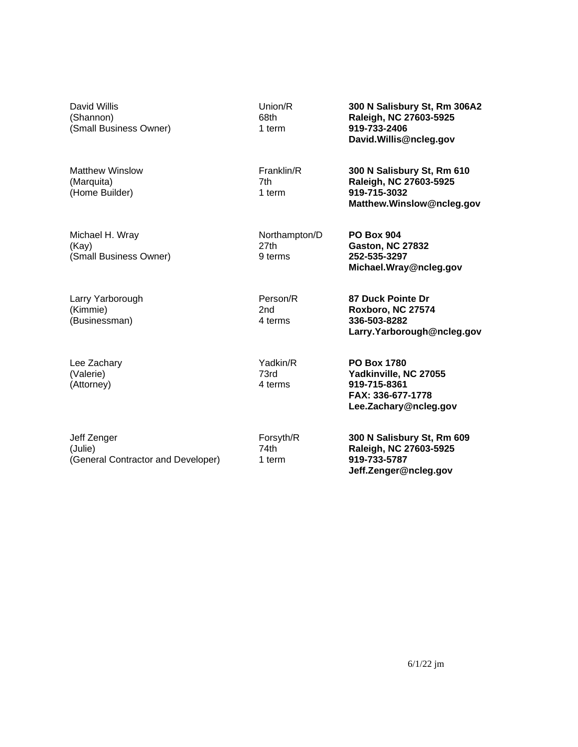| | | |
|---|---|---|
| David Willis<br>(Shannon)<br>(Small Business Owner) | Union/R<br>68th<br>1 term | **300 N Salisbury St, Rm 306A2**<br>**Raleigh, NC 27603-5925**<br>**919-733-2406**<br>**David.Willis@ncleg.gov** |
| Matthew Winslow<br>(Marquita)<br>(Home Builder) | Franklin/R<br>7th<br>1 term | **300 N Salisbury St, Rm 610**<br>**Raleigh, NC 27603-5925**<br>**919-715-3032**<br>**Matthew.Winslow@ncleg.gov** |
| Michael H. Wray<br>(Kay)<br>(Small Business Owner) | Northampton/D<br>27th<br>9 terms | **PO Box 904**<br>**Gaston, NC 27832**<br>**252-535-3297**<br>**Michael.Wray@ncleg.gov** |
| Larry Yarborough<br>(Kimmie)<br>(Businessman) | Person/R<br>2nd<br>4 terms | **87 Duck Pointe Dr**<br>**Roxboro, NC 27574**<br>**336-503-8282**<br>**Larry.Yarborough@ncleg.gov** |
| Lee Zachary<br>(Valerie)<br>(Attorney) | Yadkin/R<br>73rd<br>4 terms | **PO Box 1780**<br>**Yadkinville, NC 27055**<br>**919-715-8361**<br>**FAX: 336-677-1778**<br>**Lee.Zachary@ncleg.gov** |
| Jeff Zenger<br>(Julie)<br>(General Contractor and Developer) | Forsyth/R<br>74th<br>1 term | **300 N Salisbury St, Rm 609**<br>**Raleigh, NC 27603-5925**<br>**919-733-5787**<br>**Jeff.Zenger@ncleg.gov** |

6/1/22 jm